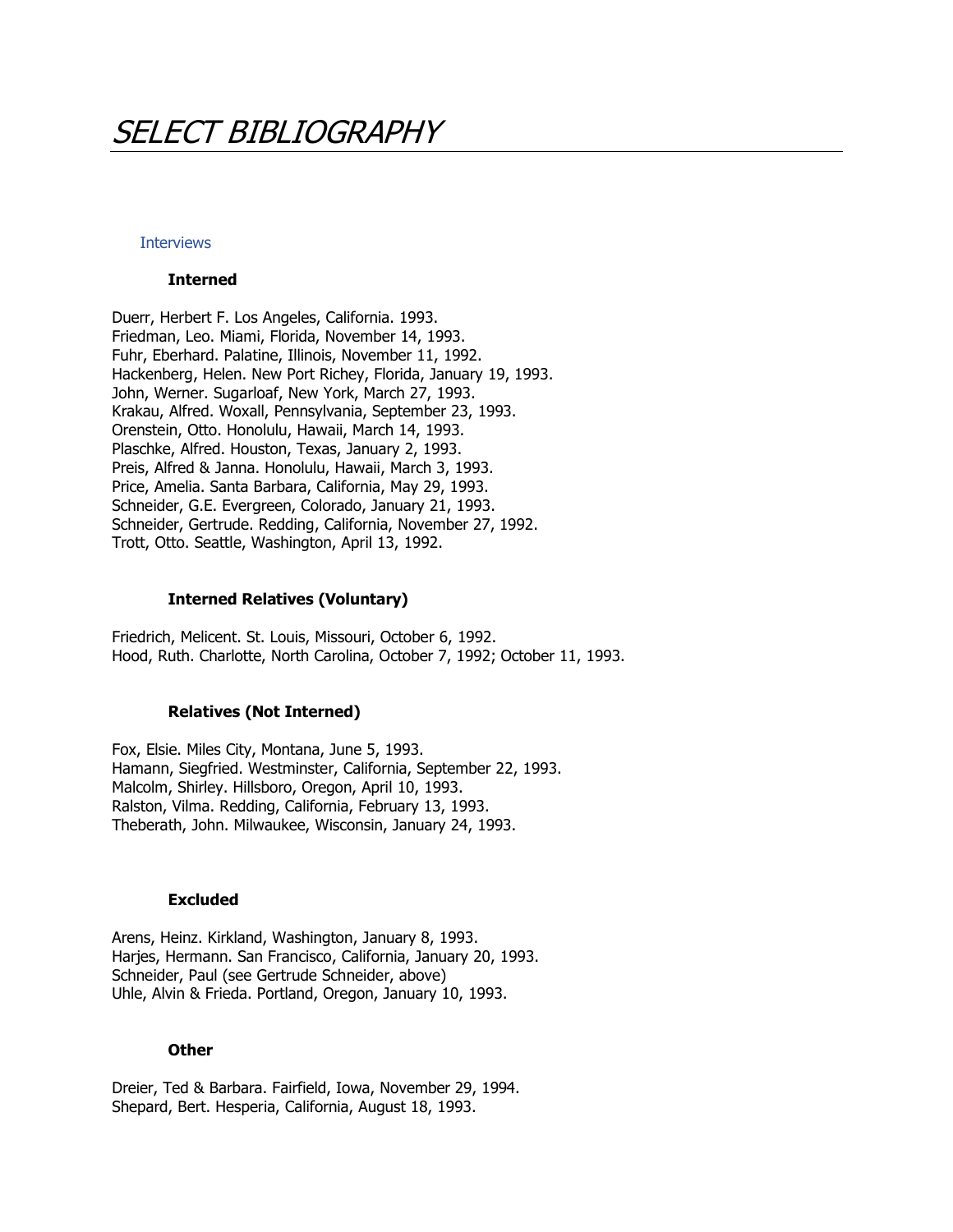# *SELECT BIBLIOGRAPHY*

## Interviews

### Interned

Duerr, Herbert F. Los Angeles, California. 1993.
Friedman, Leo. Miami, Florida, November 14, 1993.
Fuhr, Eberhard. Palatine, Illinois, November 11, 1992.
Hackenberg, Helen. New Port Richey, Florida, January 19, 1993.
John, Werner. Sugarloaf, New York, March 27, 1993.
Krakau, Alfred. Woxall, Pennsylvania, September 23, 1993.
Orenstein, Otto. Honolulu, Hawaii, March 14, 1993.
Plaschke, Alfred. Houston, Texas, January 2, 1993.
Preis, Alfred & Janna. Honolulu, Hawaii, March 3, 1993.
Price, Amelia. Santa Barbara, California, May 29, 1993.
Schneider, G.E. Evergreen, Colorado, January 21, 1993.
Schneider, Gertrude. Redding, California, November 27, 1992.
Trott, Otto. Seattle, Washington, April 13, 1992.

### Interned Relatives (Voluntary)

Friedrich, Melicent. St. Louis, Missouri, October 6, 1992.
Hood, Ruth. Charlotte, North Carolina, October 7, 1992; October 11, 1993.

### Relatives (Not Interned)

Fox, Elsie. Miles City, Montana, June 5, 1993.
Hamann, Siegfried. Westminster, California, September 22, 1993.
Malcolm, Shirley. Hillsboro, Oregon, April 10, 1993.
Ralston, Vilma. Redding, California, February 13, 1993.
Theberath, John. Milwaukee, Wisconsin, January 24, 1993.

### Excluded

Arens, Heinz. Kirkland, Washington, January 8, 1993.
Harjes, Hermann. San Francisco, California, January 20, 1993.
Schneider, Paul (see Gertrude Schneider, above)
Uhle, Alvin & Frieda. Portland, Oregon, January 10, 1993.

### Other

Dreier, Ted & Barbara. Fairfield, Iowa, November 29, 1994.
Shepard, Bert. Hesperia, California, August 18, 1993.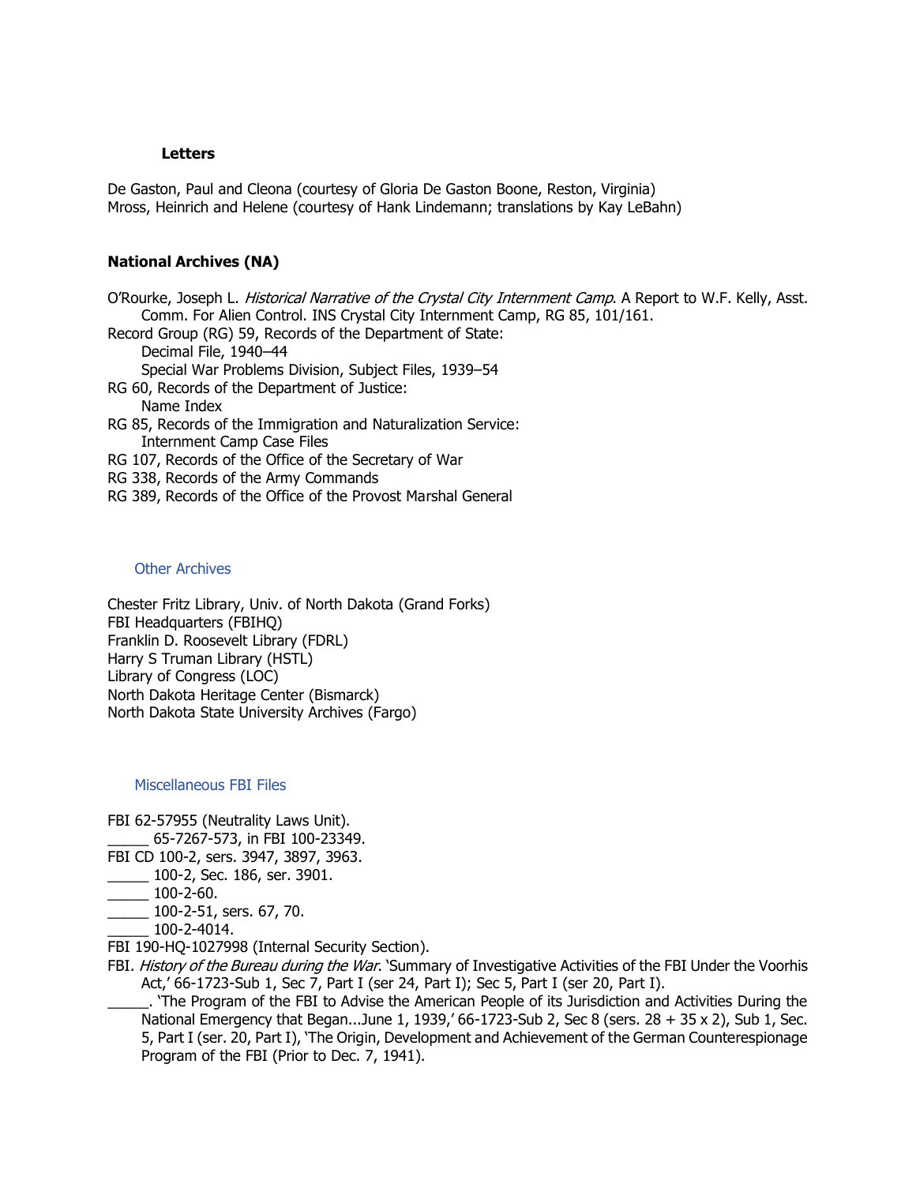### Letters

De Gaston, Paul and Cleona (courtesy of Gloria De Gaston Boone, Reston, Virginia)
Mross, Heinrich and Helene (courtesy of Hank Lindemann; translations by Kay LeBahn)

### National Archives (NA)

O'Rourke, Joseph L. *Historical Narrative of the Crystal City Internment Camp*. A Report to W.F. Kelly, Asst. Comm. For Alien Control. INS Crystal City Internment Camp, RG 85, 101/161.
Record Group (RG) 59, Records of the Department of State:
 Decimal File, 1940–44
 Special War Problems Division, Subject Files, 1939–54
RG 60, Records of the Department of Justice:
 Name Index
RG 85, Records of the Immigration and Naturalization Service:
 Internment Camp Case Files
RG 107, Records of the Office of the Secretary of War
RG 338, Records of the Army Commands
RG 389, Records of the Office of the Provost Marshal General

### Other Archives

Chester Fritz Library, Univ. of North Dakota (Grand Forks)
FBI Headquarters (FBIHQ)
Franklin D. Roosevelt Library (FDRL)
Harry S Truman Library (HSTL)
Library of Congress (LOC)
North Dakota Heritage Center (Bismarck)
North Dakota State University Archives (Fargo)

### Miscellaneous FBI Files

FBI 62-57955 (Neutrality Laws Unit).
_____ 65-7267-573, in FBI 100-23349.
FBI CD 100-2, sers. 3947, 3897, 3963.
_____ 100-2, Sec. 186, ser. 3901.
_____ 100-2-60.
_____ 100-2-51, sers. 67, 70.
_____ 100-2-4014.
FBI 190-HQ-1027998 (Internal Security Section).
FBI. *History of the Bureau during the War*. 'Summary of Investigative Activities of the FBI Under the Voorhis Act,' 66-1723-Sub 1, Sec 7, Part I (ser 24, Part I); Sec 5, Part I (ser 20, Part I).
_____. 'The Program of the FBI to Advise the American People of its Jurisdiction and Activities During the National Emergency that Began...June 1, 1939,' 66-1723-Sub 2, Sec 8 (sers. 28 + 35 x 2), Sub 1, Sec. 5, Part I (ser. 20, Part I), 'The Origin, Development and Achievement of the German Counterespionage Program of the FBI (Prior to Dec. 7, 1941).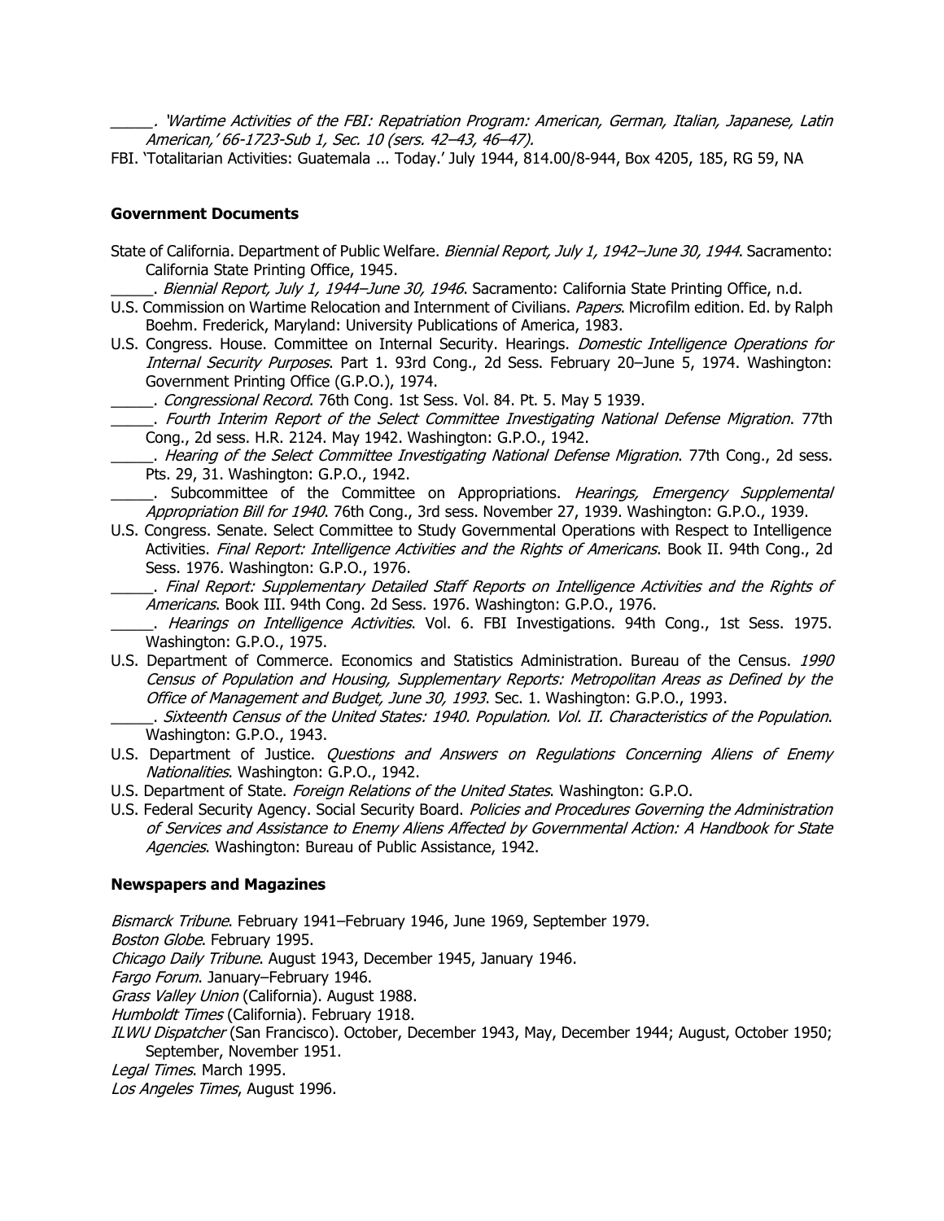_____. *'Wartime Activities of the FBI: Repatriation Program: American, German, Italian, Japanese, Latin American,' 66-1723-Sub 1, Sec. 10 (sers. 42–43, 46–47).*

FBI. 'Totalitarian Activities: Guatemala ... Today.' July 1944, 814.00/8-944, Box 4205, 185, RG 59, NA

### Government Documents

State of California. Department of Public Welfare. *Biennial Report, July 1, 1942–June 30, 1944*. Sacramento: California State Printing Office, 1945.

_____. *Biennial Report, July 1, 1944–June 30, 1946*. Sacramento: California State Printing Office, n.d.

U.S. Commission on Wartime Relocation and Internment of Civilians. *Papers*. Microfilm edition. Ed. by Ralph Boehm. Frederick, Maryland: University Publications of America, 1983.

U.S. Congress. House. Committee on Internal Security. Hearings. *Domestic Intelligence Operations for Internal Security Purposes*. Part 1. 93rd Cong., 2d Sess. February 20–June 5, 1974. Washington: Government Printing Office (G.P.O.), 1974.

_____. *Congressional Record*. 76th Cong. 1st Sess. Vol. 84. Pt. 5. May 5 1939.

_____. *Fourth Interim Report of the Select Committee Investigating National Defense Migration*. 77th Cong., 2d sess. H.R. 2124. May 1942. Washington: G.P.O., 1942.

_____. *Hearing of the Select Committee Investigating National Defense Migration*. 77th Cong., 2d sess. Pts. 29, 31. Washington: G.P.O., 1942.

_____. Subcommittee of the Committee on Appropriations. *Hearings, Emergency Supplemental Appropriation Bill for 1940*. 76th Cong., 3rd sess. November 27, 1939. Washington: G.P.O., 1939.

U.S. Congress. Senate. Select Committee to Study Governmental Operations with Respect to Intelligence Activities. *Final Report: Intelligence Activities and the Rights of Americans*. Book II. 94th Cong., 2d Sess. 1976. Washington: G.P.O., 1976.

_____. *Final Report: Supplementary Detailed Staff Reports on Intelligence Activities and the Rights of Americans*. Book III. 94th Cong. 2d Sess. 1976. Washington: G.P.O., 1976.

_____. *Hearings on Intelligence Activities*. Vol. 6. FBI Investigations. 94th Cong., 1st Sess. 1975. Washington: G.P.O., 1975.

U.S. Department of Commerce. Economics and Statistics Administration. Bureau of the Census. *1990 Census of Population and Housing, Supplementary Reports: Metropolitan Areas as Defined by the Office of Management and Budget, June 30, 1993*. Sec. 1. Washington: G.P.O., 1993.

_____. *Sixteenth Census of the United States: 1940. Population. Vol. II. Characteristics of the Population*. Washington: G.P.O., 1943.

U.S. Department of Justice. *Questions and Answers on Regulations Concerning Aliens of Enemy Nationalities*. Washington: G.P.O., 1942.

U.S. Department of State. *Foreign Relations of the United States*. Washington: G.P.O.

U.S. Federal Security Agency. Social Security Board. *Policies and Procedures Governing the Administration of Services and Assistance to Enemy Aliens Affected by Governmental Action: A Handbook for State Agencies*. Washington: Bureau of Public Assistance, 1942.

### Newspapers and Magazines

*Bismarck Tribune*. February 1941–February 1946, June 1969, September 1979.

*Boston Globe*. February 1995.

*Chicago Daily Tribune*. August 1943, December 1945, January 1946.

*Fargo Forum*. January–February 1946.

*Grass Valley Union* (California). August 1988.

*Humboldt Times* (California). February 1918.

*ILWU Dispatcher* (San Francisco). October, December 1943, May, December 1944; August, October 1950; September, November 1951.

*Legal Times*. March 1995.

*Los Angeles Times*, August 1996.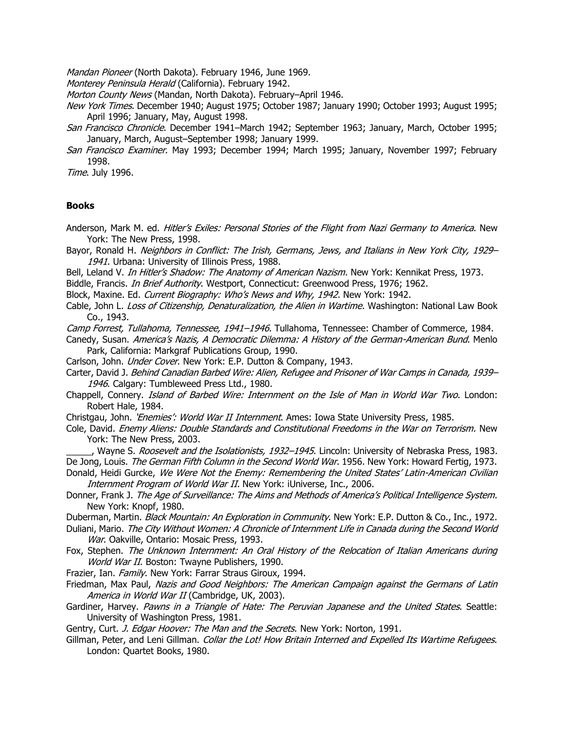*Mandan Pioneer* (North Dakota). February 1946, June 1969.

*Monterey Peninsula Herald* (California). February 1942.

*Morton County News* (Mandan, North Dakota). February–April 1946.

*New York Times*. December 1940; August 1975; October 1987; January 1990; October 1993; August 1995; April 1996; January, May, August 1998.

*San Francisco Chronicle*. December 1941–March 1942; September 1963; January, March, October 1995; January, March, August–September 1998; January 1999.

*San Francisco Examiner*. May 1993; December 1994; March 1995; January, November 1997; February 1998.

*Time*. July 1996.

**Books**

Anderson, Mark M. ed. *Hitler's Exiles: Personal Stories of the Flight from Nazi Germany to America*. New York: The New Press, 1998.

Bayor, Ronald H. *Neighbors in Conflict: The Irish, Germans, Jews, and Italians in New York City, 1929–1941*. Urbana: University of Illinois Press, 1988.

Bell, Leland V. *In Hitler's Shadow: The Anatomy of American Nazism*. New York: Kennikat Press, 1973.

Biddle, Francis. *In Brief Authority*. Westport, Connecticut: Greenwood Press, 1976; 1962.

Block, Maxine. Ed. *Current Biography: Who's News and Why, 1942*. New York: 1942.

Cable, John L. *Loss of Citizenship, Denaturalization, the Alien in Wartime*. Washington: National Law Book Co., 1943.

*Camp Forrest, Tullahoma, Tennessee, 1941–1946*. Tullahoma, Tennessee: Chamber of Commerce, 1984.

Canedy, Susan. *America's Nazis, A Democratic Dilemma: A History of the German-American Bund*. Menlo Park, California: Markgraf Publications Group, 1990.

Carlson, John. *Under Cover*. New York: E.P. Dutton & Company, 1943.

Carter, David J. *Behind Canadian Barbed Wire: Alien, Refugee and Prisoner of War Camps in Canada, 1939–1946*. Calgary: Tumbleweed Press Ltd., 1980.

Chappell, Connery. *Island of Barbed Wire: Internment on the Isle of Man in World War Two*. London: Robert Hale, 1984.

Christgau, John. *'Enemies': World War II Internment*. Ames: Iowa State University Press, 1985.

Cole, David. *Enemy Aliens: Double Standards and Constitutional Freedoms in the War on Terrorism.* New York: The New Press, 2003.

_____, Wayne S. *Roosevelt and the Isolationists, 1932–1945*. Lincoln: University of Nebraska Press, 1983.

De Jong, Louis. *The German Fifth Column in the Second World War*. 1956. New York: Howard Fertig, 1973.

Donald, Heidi Gurcke, *We Were Not the Enemy: Remembering the United States' Latin-American Civilian Internment Program of World War II.* New York: iUniverse, Inc., 2006.

Donner, Frank J. *The Age of Surveillance: The Aims and Methods of America's Political Intelligence System*. New York: Knopf, 1980.

Duberman, Martin. *Black Mountain: An Exploration in Community*. New York: E.P. Dutton & Co., Inc., 1972.

Duliani, Mario. *The City Without Women: A Chronicle of Internment Life in Canada during the Second World War*. Oakville, Ontario: Mosaic Press, 1993.

Fox, Stephen. *The Unknown Internment: An Oral History of the Relocation of Italian Americans during World War II*. Boston: Twayne Publishers, 1990.

Frazier, Ian. *Family*. New York: Farrar Straus Giroux, 1994.

Friedman, Max Paul, *Nazis and Good Neighbors: The American Campaign against the Germans of Latin America in World War II* (Cambridge, UK, 2003).

Gardiner, Harvey. *Pawns in a Triangle of Hate: The Peruvian Japanese and the United States*. Seattle: University of Washington Press, 1981.

Gentry, Curt. *J. Edgar Hoover: The Man and the Secrets*. New York: Norton, 1991.

Gillman, Peter, and Leni Gillman. *Collar the Lot! How Britain Interned and Expelled Its Wartime Refugees*. London: Quartet Books, 1980.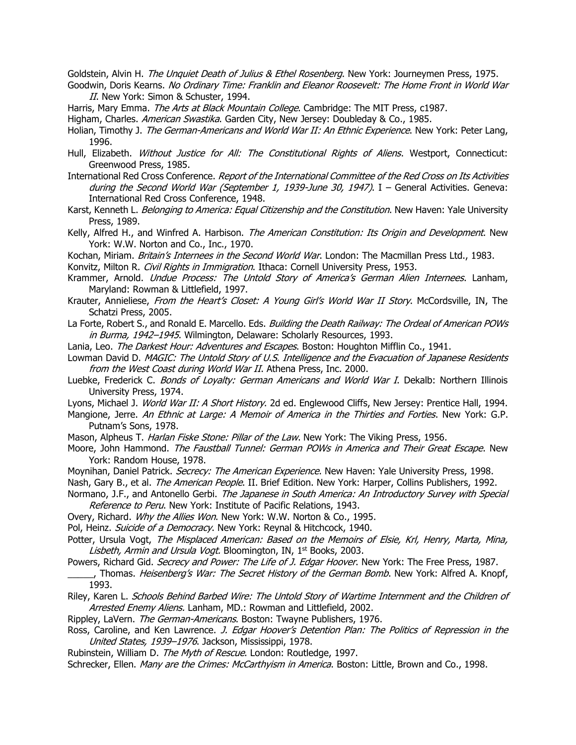Goldstein, Alvin H. *The Unquiet Death of Julius & Ethel Rosenberg*. New York: Journeymen Press, 1975.

Goodwin, Doris Kearns. *No Ordinary Time: Franklin and Eleanor Roosevelt: The Home Front in World War II*. New York: Simon & Schuster, 1994.

Harris, Mary Emma. *The Arts at Black Mountain College*. Cambridge: The MIT Press, c1987.

Higham, Charles. *American Swastika*. Garden City, New Jersey: Doubleday & Co., 1985.

Holian, Timothy J. *The German-Americans and World War II: An Ethnic Experience*. New York: Peter Lang, 1996.

Hull, Elizabeth. *Without Justice for All: The Constitutional Rights of Aliens*. Westport, Connecticut: Greenwood Press, 1985.

International Red Cross Conference. *Report of the International Committee of the Red Cross on Its Activities during the Second World War (September 1, 1939-June 30, 1947)*. I – General Activities. Geneva: International Red Cross Conference, 1948.

Karst, Kenneth L. *Belonging to America: Equal Citizenship and the Constitution*. New Haven: Yale University Press, 1989.

Kelly, Alfred H., and Winfred A. Harbison. *The American Constitution: Its Origin and Development*. New York: W.W. Norton and Co., Inc., 1970.

Kochan, Miriam. *Britain's Internees in the Second World War*. London: The Macmillan Press Ltd., 1983.

Konvitz, Milton R. *Civil Rights in Immigration*. Ithaca: Cornell University Press, 1953.

Krammer, Arnold. *Undue Process: The Untold Story of America's German Alien Internees*. Lanham, Maryland: Rowman & Littlefield, 1997.

Krauter, Annieliese, *From the Heart's Closet: A Young Girl's World War II Story*. McCordsville, IN, The Schatzi Press, 2005.

La Forte, Robert S., and Ronald E. Marcello. Eds. *Building the Death Railway: The Ordeal of American POWs in Burma, 1942–1945*. Wilmington, Delaware: Scholarly Resources, 1993.

Lania, Leo. *The Darkest Hour: Adventures and Escapes*. Boston: Houghton Mifflin Co., 1941.

Lowman David D. *MAGIC: The Untold Story of U.S. Intelligence and the Evacuation of Japanese Residents from the West Coast during World War II*. Athena Press, Inc. 2000.

Luebke, Frederick C. *Bonds of Loyalty: German Americans and World War I*. Dekalb: Northern Illinois University Press, 1974.

Lyons, Michael J. *World War II: A Short History*. 2d ed. Englewood Cliffs, New Jersey: Prentice Hall, 1994.

Mangione, Jerre. *An Ethnic at Large: A Memoir of America in the Thirties and Forties*. New York: G.P. Putnam's Sons, 1978.

Mason, Alpheus T. *Harlan Fiske Stone: Pillar of the Law*. New York: The Viking Press, 1956.

Moore, John Hammond. *The Faustball Tunnel: German POWs in America and Their Great Escape*. New York: Random House, 1978.

Moynihan, Daniel Patrick. *Secrecy: The American Experience*. New Haven: Yale University Press, 1998.

Nash, Gary B., et al. *The American People*. II. Brief Edition. New York: Harper, Collins Publishers, 1992.

Normano, J.F., and Antonello Gerbi. *The Japanese in South America: An Introductory Survey with Special Reference to Peru*. New York: Institute of Pacific Relations, 1943.

Overy, Richard. *Why the Allies Won*. New York: W.W. Norton & Co., 1995.

Pol, Heinz. *Suicide of a Democracy*. New York: Reynal & Hitchcock, 1940.

Potter, Ursula Vogt, *The Misplaced American: Based on the Memoirs of Elsie, Krl, Henry, Marta, Mina, Lisbeth, Armin and Ursula Vogt.* Bloomington, IN, 1st Books, 2003.

Powers, Richard Gid. *Secrecy and Power: The Life of J. Edgar Hoover*. New York: The Free Press, 1987.

_____, Thomas. *Heisenberg's War: The Secret History of the German Bomb*. New York: Alfred A. Knopf, 1993.

Riley, Karen L. *Schools Behind Barbed Wire: The Untold Story of Wartime Internment and the Children of Arrested Enemy Aliens.* Lanham, MD.: Rowman and Littlefield, 2002.

Rippley, LaVern. *The German-Americans*. Boston: Twayne Publishers, 1976.

Ross, Caroline, and Ken Lawrence. *J. Edgar Hoover's Detention Plan: The Politics of Repression in the United States, 1939–1976*. Jackson, Mississippi, 1978.

Rubinstein, William D. *The Myth of Rescue*. London: Routledge, 1997.

Schrecker, Ellen. *Many are the Crimes: McCarthyism in America*. Boston: Little, Brown and Co., 1998.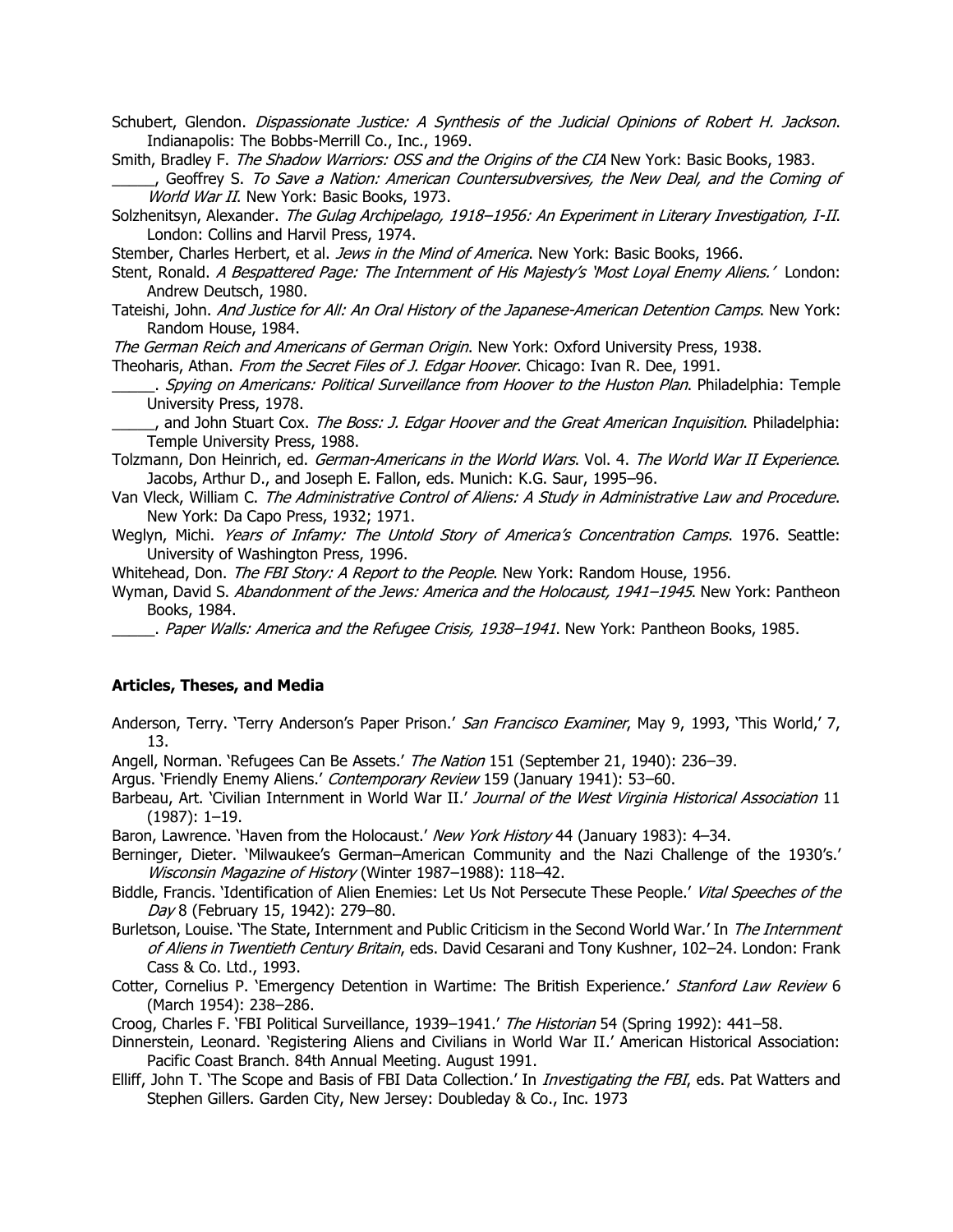Schubert, Glendon. *Dispassionate Justice: A Synthesis of the Judicial Opinions of Robert H. Jackson*. Indianapolis: The Bobbs-Merrill Co., Inc., 1969.

Smith, Bradley F. *The Shadow Warriors: OSS and the Origins of the CIA* New York: Basic Books, 1983.

_____, Geoffrey S. *To Save a Nation: American Countersubversives, the New Deal, and the Coming of World War II*. New York: Basic Books, 1973.

Solzhenitsyn, Alexander. *The Gulag Archipelago, 1918–1956: An Experiment in Literary Investigation, I-II*. London: Collins and Harvil Press, 1974.

Stember, Charles Herbert, et al. *Jews in the Mind of America*. New York: Basic Books, 1966.

Stent, Ronald. *A Bespattered Page: The Internment of His Majesty's 'Most Loyal Enemy Aliens.'* London: Andrew Deutsch, 1980.

Tateishi, John. *And Justice for All: An Oral History of the Japanese-American Detention Camps*. New York: Random House, 1984.

*The German Reich and Americans of German Origin*. New York: Oxford University Press, 1938.

Theoharis, Athan. *From the Secret Files of J. Edgar Hoover*. Chicago: Ivan R. Dee, 1991.

_____. *Spying on Americans: Political Surveillance from Hoover to the Huston Plan*. Philadelphia: Temple University Press, 1978.

_____, and John Stuart Cox. *The Boss: J. Edgar Hoover and the Great American Inquisition*. Philadelphia: Temple University Press, 1988.

Tolzmann, Don Heinrich, ed. *German-Americans in the World Wars*. Vol. 4. *The World War II Experience*. Jacobs, Arthur D., and Joseph E. Fallon, eds. Munich: K.G. Saur, 1995–96.

Van Vleck, William C. *The Administrative Control of Aliens: A Study in Administrative Law and Procedure*. New York: Da Capo Press, 1932; 1971.

Weglyn, Michi. *Years of Infamy: The Untold Story of America's Concentration Camps*. 1976. Seattle: University of Washington Press, 1996.

Whitehead, Don. *The FBI Story: A Report to the People*. New York: Random House, 1956.

Wyman, David S. *Abandonment of the Jews: America and the Holocaust, 1941–1945*. New York: Pantheon Books, 1984.

_____. *Paper Walls: America and the Refugee Crisis, 1938–1941*. New York: Pantheon Books, 1985.

**Articles, Theses, and Media**

Anderson, Terry. 'Terry Anderson's Paper Prison.' *San Francisco Examiner*, May 9, 1993, 'This World,' 7, 13.

Angell, Norman. 'Refugees Can Be Assets.' *The Nation* 151 (September 21, 1940): 236–39.

Argus. 'Friendly Enemy Aliens.' *Contemporary Review* 159 (January 1941): 53–60.

Barbeau, Art. 'Civilian Internment in World War II.' *Journal of the West Virginia Historical Association* 11 (1987): 1–19.

Baron, Lawrence. 'Haven from the Holocaust.' *New York History* 44 (January 1983): 4–34.

Berninger, Dieter. 'Milwaukee's German–American Community and the Nazi Challenge of the 1930's.' *Wisconsin Magazine of History* (Winter 1987–1988): 118–42.

Biddle, Francis. 'Identification of Alien Enemies: Let Us Not Persecute These People.' *Vital Speeches of the Day* 8 (February 15, 1942): 279–80.

Burletson, Louise. 'The State, Internment and Public Criticism in the Second World War.' In *The Internment of Aliens in Twentieth Century Britain*, eds. David Cesarani and Tony Kushner, 102–24. London: Frank Cass & Co. Ltd., 1993.

Cotter, Cornelius P. 'Emergency Detention in Wartime: The British Experience.' *Stanford Law Review* 6 (March 1954): 238–286.

Croog, Charles F. 'FBI Political Surveillance, 1939–1941.' *The Historian* 54 (Spring 1992): 441–58.

Dinnerstein, Leonard. 'Registering Aliens and Civilians in World War II.' American Historical Association: Pacific Coast Branch. 84th Annual Meeting. August 1991.

Elliff, John T. 'The Scope and Basis of FBI Data Collection.' In *Investigating the FBI*, eds. Pat Watters and Stephen Gillers. Garden City, New Jersey: Doubleday & Co., Inc. 1973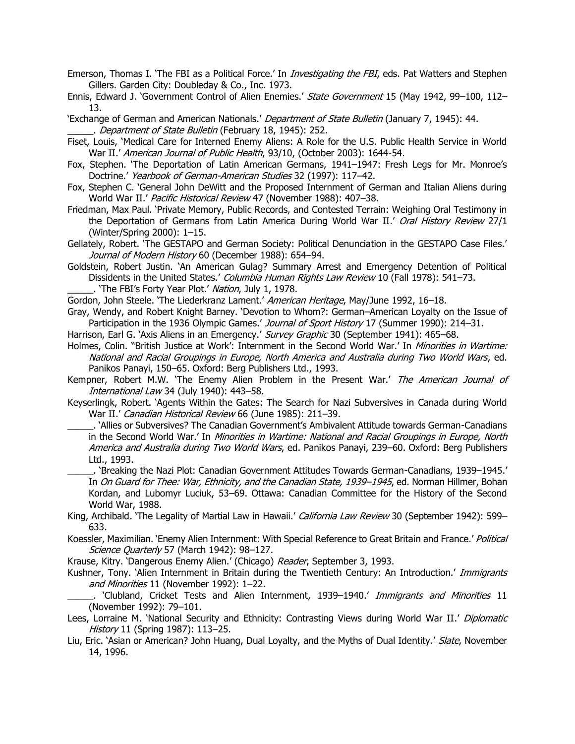Emerson, Thomas I. 'The FBI as a Political Force.' In *Investigating the FBI*, eds. Pat Watters and Stephen Gillers. Garden City: Doubleday & Co., Inc. 1973.

Ennis, Edward J. 'Government Control of Alien Enemies.' *State Government* 15 (May 1942, 99–100, 112–13.

'Exchange of German and American Nationals.' *Department of State Bulletin* (January 7, 1945): 44.

_____. *Department of State Bulletin* (February 18, 1945): 252.

Fiset, Louis, 'Medical Care for Interned Enemy Aliens: A Role for the U.S. Public Health Service in World War II.' *American Journal of Public Health*, 93/10, (October 2003): 1644-54.

Fox, Stephen. 'The Deportation of Latin American Germans, 1941–1947: Fresh Legs for Mr. Monroe's Doctrine.' *Yearbook of German-American Studies* 32 (1997): 117–42.

Fox, Stephen C. 'General John DeWitt and the Proposed Internment of German and Italian Aliens during World War II.' *Pacific Historical Review* 47 (November 1988): 407–38.

Friedman, Max Paul. 'Private Memory, Public Records, and Contested Terrain: Weighing Oral Testimony in the Deportation of Germans from Latin America During World War II.' *Oral History Review* 27/1 (Winter/Spring 2000): 1–15.

Gellately, Robert. 'The GESTAPO and German Society: Political Denunciation in the GESTAPO Case Files.' *Journal of Modern History* 60 (December 1988): 654–94.

Goldstein, Robert Justin. 'An American Gulag? Summary Arrest and Emergency Detention of Political Dissidents in the United States.' *Columbia Human Rights Law Review* 10 (Fall 1978): 541–73.

_____. 'The FBI's Forty Year Plot.' *Nation*, July 1, 1978.

Gordon, John Steele. 'The Liederkranz Lament.' *American Heritage*, May/June 1992, 16–18.

Gray, Wendy, and Robert Knight Barney. 'Devotion to Whom?: German–American Loyalty on the Issue of Participation in the 1936 Olympic Games.' *Journal of Sport History* 17 (Summer 1990): 214–31.

Harrison, Earl G. 'Axis Aliens in an Emergency.' *Survey Graphic* 30 (September 1941): 465–68.

Holmes, Colin. ''British Justice at Work': Internment in the Second World War.' In *Minorities in Wartime: National and Racial Groupings in Europe, North America and Australia during Two World Wars*, ed. Panikos Panayi, 150–65. Oxford: Berg Publishers Ltd., 1993.

Kempner, Robert M.W. 'The Enemy Alien Problem in the Present War.' *The American Journal of International Law* 34 (July 1940): 443–58.

Keyserlingk, Robert. 'Agents Within the Gates: The Search for Nazi Subversives in Canada during World War II.' *Canadian Historical Review* 66 (June 1985): 211–39.

_____. 'Allies or Subversives? The Canadian Government's Ambivalent Attitude towards German-Canadians in the Second World War.' In *Minorities in Wartime: National and Racial Groupings in Europe, North America and Australia during Two World Wars*, ed. Panikos Panayi, 239–60. Oxford: Berg Publishers Ltd., 1993.

_____. 'Breaking the Nazi Plot: Canadian Government Attitudes Towards German-Canadians, 1939–1945.' In *On Guard for Thee: War, Ethnicity, and the Canadian State, 1939–1945*, ed. Norman Hillmer, Bohan Kordan, and Lubomyr Luciuk, 53–69. Ottawa: Canadian Committee for the History of the Second World War, 1988.

King, Archibald. 'The Legality of Martial Law in Hawaii.' *California Law Review* 30 (September 1942): 599–633.

Koessler, Maximilian. 'Enemy Alien Internment: With Special Reference to Great Britain and France.' *Political Science Quarterly* 57 (March 1942): 98–127.

Krause, Kitry. 'Dangerous Enemy Alien.' (Chicago) *Reader*, September 3, 1993.

Kushner, Tony. 'Alien Internment in Britain during the Twentieth Century: An Introduction.' *Immigrants and Minorities* 11 (November 1992): 1–22.

_____. 'Clubland, Cricket Tests and Alien Internment, 1939–1940.' *Immigrants and Minorities* 11 (November 1992): 79–101.

Lees, Lorraine M. 'National Security and Ethnicity: Contrasting Views during World War II.' *Diplomatic History* 11 (Spring 1987): 113–25.

Liu, Eric. 'Asian or American? John Huang, Dual Loyalty, and the Myths of Dual Identity.' *Slate*, November 14, 1996.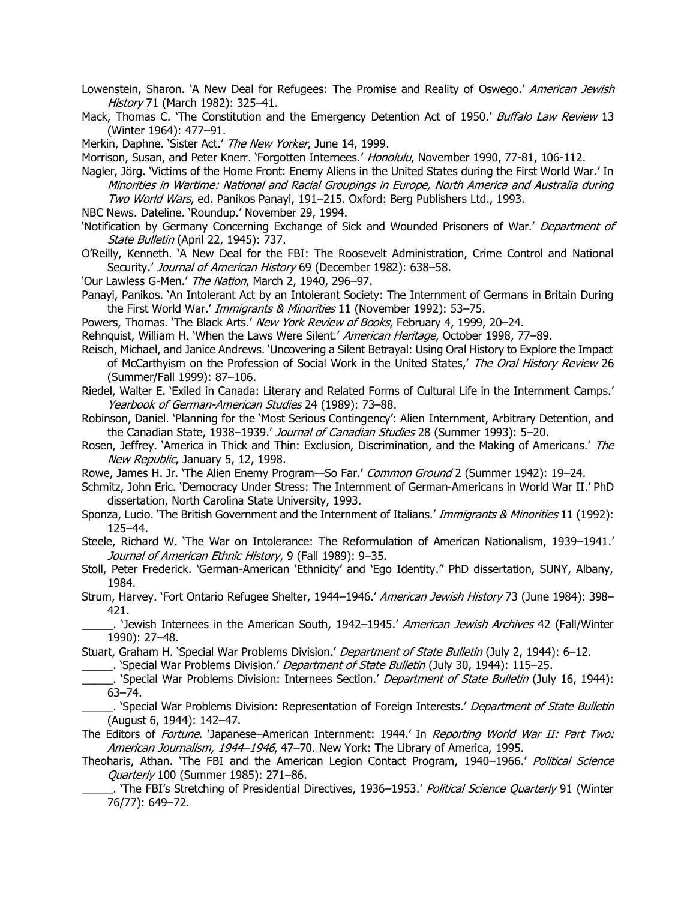Lowenstein, Sharon. 'A New Deal for Refugees: The Promise and Reality of Oswego.' *American Jewish History* 71 (March 1982): 325–41.

Mack, Thomas C. 'The Constitution and the Emergency Detention Act of 1950.' *Buffalo Law Review* 13 (Winter 1964): 477–91.

Merkin, Daphne. 'Sister Act.' *The New Yorker*, June 14, 1999.

Morrison, Susan, and Peter Knerr. 'Forgotten Internees.' *Honolulu*, November 1990, 77-81, 106-112.

Nagler, Jörg. 'Victims of the Home Front: Enemy Aliens in the United States during the First World War.' In *Minorities in Wartime: National and Racial Groupings in Europe, North America and Australia during Two World Wars*, ed. Panikos Panayi, 191–215. Oxford: Berg Publishers Ltd., 1993.

NBC News. Dateline. 'Roundup.' November 29, 1994.

'Notification by Germany Concerning Exchange of Sick and Wounded Prisoners of War.' *Department of State Bulletin* (April 22, 1945): 737.

O'Reilly, Kenneth. 'A New Deal for the FBI: The Roosevelt Administration, Crime Control and National Security.' *Journal of American History* 69 (December 1982): 638–58.

'Our Lawless G-Men.' *The Nation*, March 2, 1940, 296–97.

Panayi, Panikos. 'An Intolerant Act by an Intolerant Society: The Internment of Germans in Britain During the First World War.' *Immigrants & Minorities* 11 (November 1992): 53–75.

Powers, Thomas. 'The Black Arts.' *New York Review of Books*, February 4, 1999, 20–24.

Rehnquist, William H. 'When the Laws Were Silent.' *American Heritage*, October 1998, 77–89.

Reisch, Michael, and Janice Andrews. 'Uncovering a Silent Betrayal: Using Oral History to Explore the Impact of McCarthyism on the Profession of Social Work in the United States,' *The Oral History Review* 26 (Summer/Fall 1999): 87–106.

Riedel, Walter E. 'Exiled in Canada: Literary and Related Forms of Cultural Life in the Internment Camps.' *Yearbook of German-American Studies* 24 (1989): 73–88.

Robinson, Daniel. 'Planning for the 'Most Serious Contingency': Alien Internment, Arbitrary Detention, and the Canadian State, 1938–1939.' *Journal of Canadian Studies* 28 (Summer 1993): 5–20.

Rosen, Jeffrey. 'America in Thick and Thin: Exclusion, Discrimination, and the Making of Americans.' *The New Republic*, January 5, 12, 1998.

Rowe, James H. Jr. 'The Alien Enemy Program—So Far.' *Common Ground* 2 (Summer 1942): 19–24.

Schmitz, John Eric. 'Democracy Under Stress: The Internment of German-Americans in World War II.' PhD dissertation, North Carolina State University, 1993.

Sponza, Lucio. 'The British Government and the Internment of Italians.' *Immigrants & Minorities* 11 (1992): 125–44.

Steele, Richard W. 'The War on Intolerance: The Reformulation of American Nationalism, 1939–1941.' *Journal of American Ethnic History*, 9 (Fall 1989): 9–35.

Stoll, Peter Frederick. 'German-American 'Ethnicity' and 'Ego Identity." PhD dissertation, SUNY, Albany, 1984.

Strum, Harvey. 'Fort Ontario Refugee Shelter, 1944–1946.' *American Jewish History* 73 (June 1984): 398–421.

_____. 'Jewish Internees in the American South, 1942–1945.' *American Jewish Archives* 42 (Fall/Winter 1990): 27–48.

Stuart, Graham H. 'Special War Problems Division.' *Department of State Bulletin* (July 2, 1944): 6–12.

_____. 'Special War Problems Division.' *Department of State Bulletin* (July 30, 1944): 115–25.

_____. 'Special War Problems Division: Internees Section.' *Department of State Bulletin* (July 16, 1944): 63–74.

_____. 'Special War Problems Division: Representation of Foreign Interests.' *Department of State Bulletin* (August 6, 1944): 142–47.

The Editors of *Fortune*. 'Japanese–American Internment: 1944.' In *Reporting World War II: Part Two: American Journalism, 1944–1946*, 47–70. New York: The Library of America, 1995.

Theoharis, Athan. 'The FBI and the American Legion Contact Program, 1940–1966.' *Political Science Quarterly* 100 (Summer 1985): 271–86.

_____. 'The FBI's Stretching of Presidential Directives, 1936–1953.' *Political Science Quarterly* 91 (Winter 76/77): 649–72.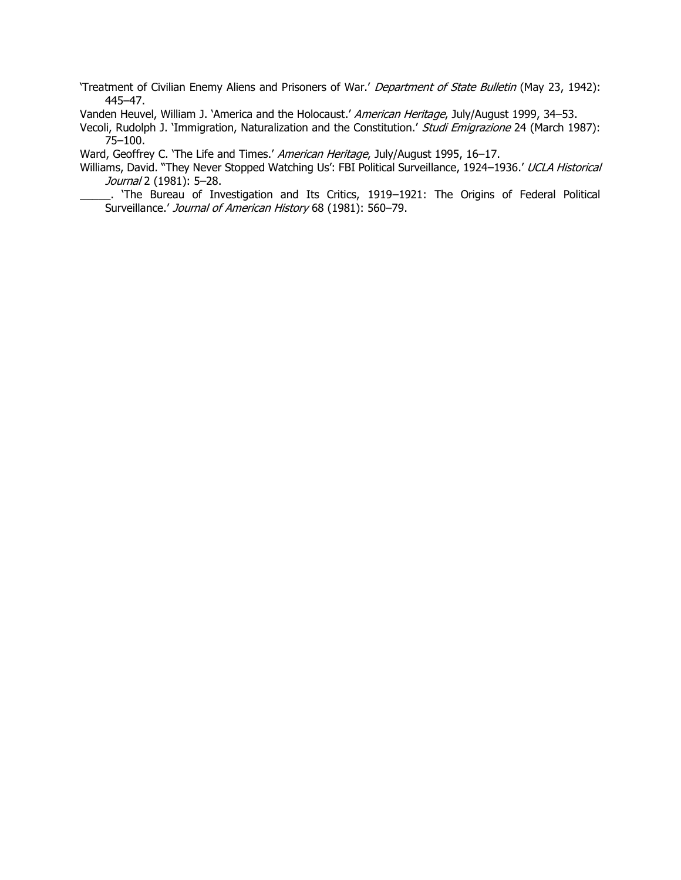'Treatment of Civilian Enemy Aliens and Prisoners of War.' *Department of State Bulletin* (May 23, 1942): 445–47.

Vanden Heuvel, William J. 'America and the Holocaust.' *American Heritage*, July/August 1999, 34–53.

Vecoli, Rudolph J. 'Immigration, Naturalization and the Constitution.' *Studi Emigrazione* 24 (March 1987): 75–100.

Ward, Geoffrey C. 'The Life and Times.' *American Heritage*, July/August 1995, 16–17.

Williams, David. "They Never Stopped Watching Us': FBI Political Surveillance, 1924–1936.' *UCLA Historical Journal* 2 (1981): 5–28.

\_\_\_\_\_. 'The Bureau of Investigation and Its Critics, 1919–1921: The Origins of Federal Political Surveillance.' *Journal of American History* 68 (1981): 560–79.